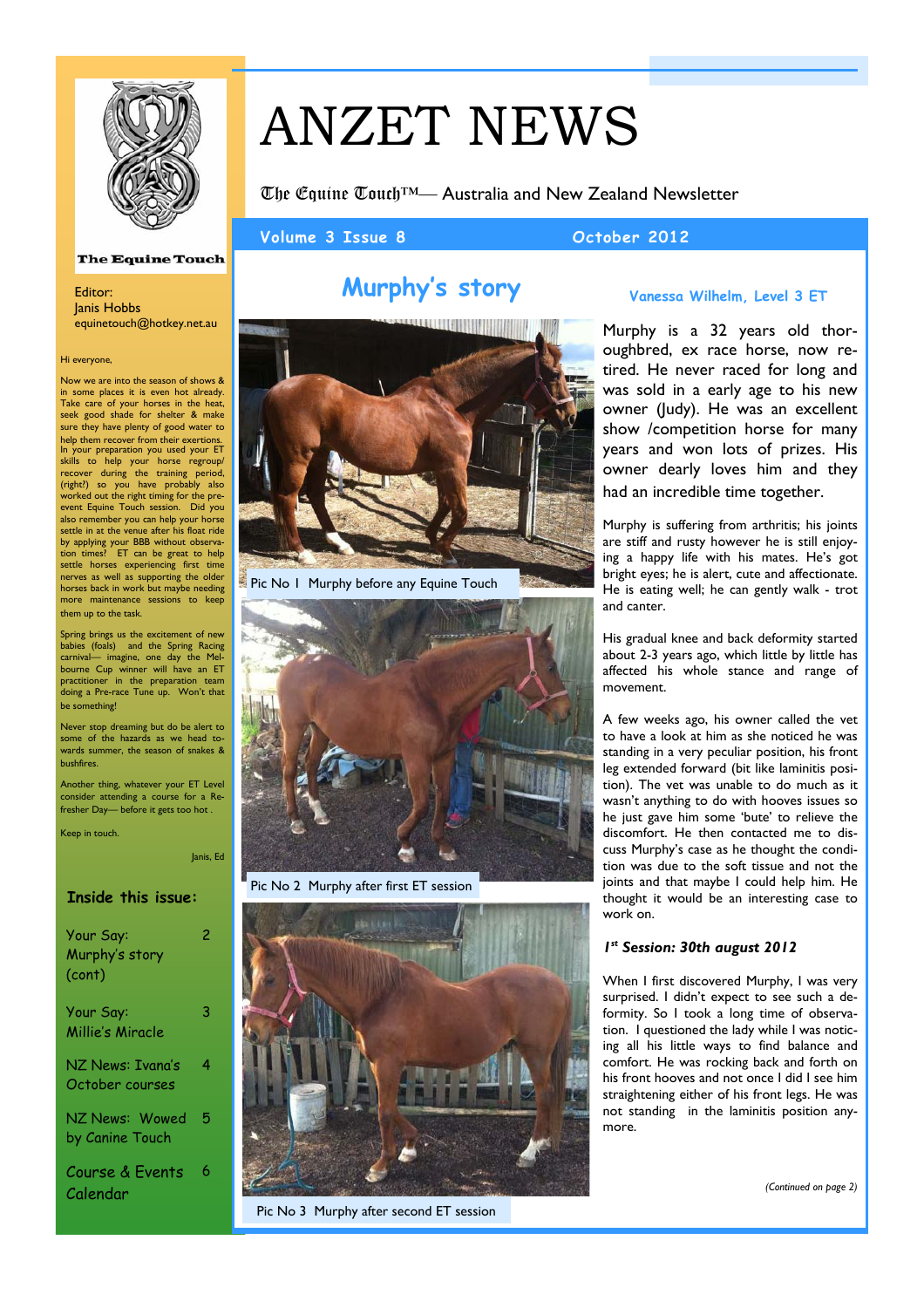The Equine Touch

# ANZET NEWS

The Equine Touch™— Australia and New Zealand Newsletter

Volume 3 Issue 8 — October 2012

Editor:
Janis Hobbs
equinetouch@hotkey.net.au

Hi everyone,

Now we are into the season of shows & in some places it is even hot already. Take care of your horses in the heat, seek good shade for shelter & make sure they have plenty of good water to help them recover from their exertions. In your preparation you used your ET skills to help your horse regroup/recover during the training period, (right?) so you have probably also worked out the right timing for the pre-event Equine Touch session. Did you also remember you can help your horse settle in at the venue after his float ride by applying your BBB without observation times? ET can be great to help settle horses experiencing first time nerves as well as supporting the older horses back in work but maybe needing more maintenance sessions to keep them up to the task.

Spring brings us the excitement of new babies (foals) and the Spring Racing carnival— imagine, one day the Melbourne Cup winner will have an ET practitioner in the preparation team doing a Pre-race Tune up. Won't that be something!

Never stop dreaming but do be alert to some of the hazards as we head towards summer, the season of snakes & bushfires.

Another thing, whatever your ET Level consider attending a course for a Refresher Day— before it gets too hot .

Keep in touch.

Janis, Ed

**Inside this issue:**

| | |
|---|---|
| Your Say: Murphy's story (cont) | 2 |
| Your Say: Millie's Miracle | 3 |
| NZ News: Ivana's October courses | 4 |
| NZ News: Wowed by Canine Touch | 5 |
| Course & Events Calendar | 6 |

## Murphy's story

### Vanessa Wilhelm, Level 3 ET

Pic No 1 Murphy before any Equine Touch

Pic No 2 Murphy after first ET session

Pic No 3 Murphy after second ET session

Murphy is a 32 years old thoroughbred, ex race horse, now retired. He never raced for long and was sold in a early age to his new owner (Judy). He was an excellent show /competition horse for many years and won lots of prizes. His owner dearly loves him and they had an incredible time together.

Murphy is suffering from arthritis; his joints are stiff and rusty however he is still enjoying a happy life with his mates. He's got bright eyes; he is alert, cute and affectionate. He is eating well; he can gently walk - trot and canter.

His gradual knee and back deformity started about 2-3 years ago, which little by little has affected his whole stance and range of movement.

A few weeks ago, his owner called the vet to have a look at him as she noticed he was standing in a very peculiar position, his front leg extended forward (bit like laminitis position). The vet was unable to do much as it wasn't anything to do with hooves issues so he just gave him some 'bute' to relieve the discomfort. He then contacted me to discuss Murphy's case as he thought the condition was due to the soft tissue and not the joints and that maybe I could help him. He thought it would be an interesting case to work on.

***1st Session: 30th august 2012***

When I first discovered Murphy, I was very surprised. I didn't expect to see such a deformity. So I took a long time of observation. I questioned the lady while I was noticing all his little ways to find balance and comfort. He was rocking back and forth on his front hooves and not once I did I see him straightening either of his front legs. He was not standing in the laminitis position anymore.

*(Continued on page 2)*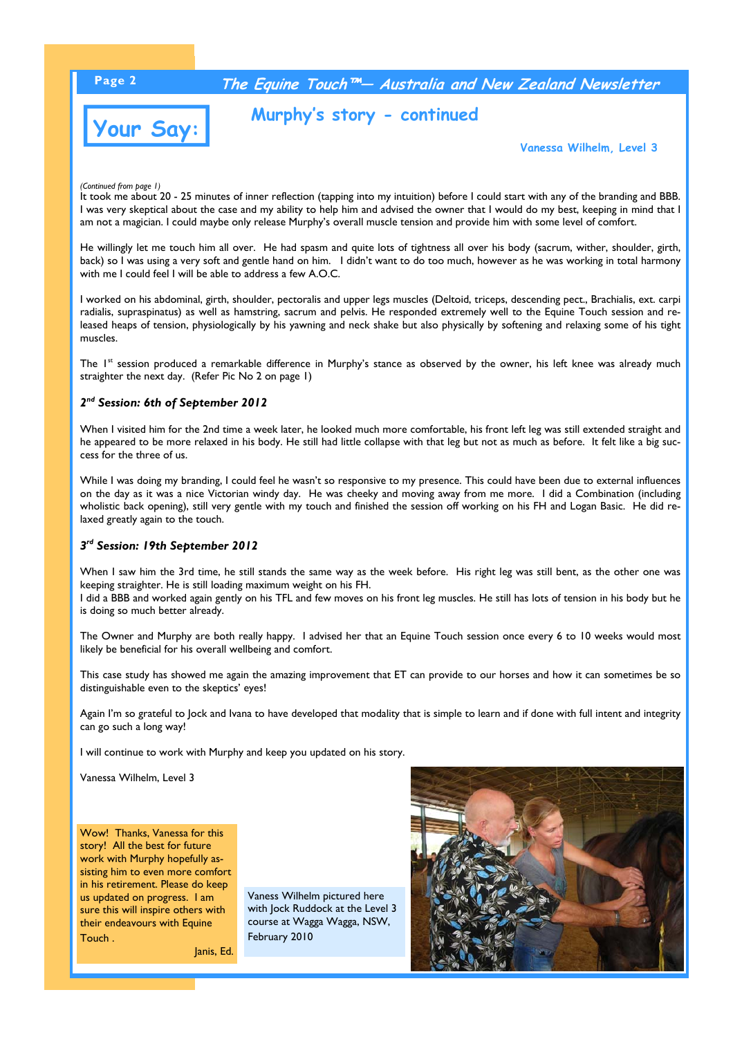## Your Say:

# Murphy's story - continued

**Vanessa Wilhelm, Level 3**

*(Continued from page 1)*

It took me about 20 - 25 minutes of inner reflection (tapping into my intuition) before I could start with any of the branding and BBB. I was very skeptical about the case and my ability to help him and advised the owner that I would do my best, keeping in mind that I am not a magician. I could maybe only release Murphy's overall muscle tension and provide him with some level of comfort.

He willingly let me touch him all over. He had spasm and quite lots of tightness all over his body (sacrum, wither, shoulder, girth, back) so I was using a very soft and gentle hand on him. I didn't want to do too much, however as he was working in total harmony with me I could feel I will be able to address a few A.O.C.

I worked on his abdominal, girth, shoulder, pectoralis and upper legs muscles (Deltoid, triceps, descending pect., Brachialis, ext. carpi radialis, supraspinatus) as well as hamstring, sacrum and pelvis. He responded extremely well to the Equine Touch session and released heaps of tension, physiologically by his yawning and neck shake but also physically by softening and relaxing some of his tight muscles.

The 1st session produced a remarkable difference in Murphy's stance as observed by the owner, his left knee was already much straighter the next day. (Refer Pic No 2 on page 1)

### *2nd Session: 6th of September 2012*

When I visited him for the 2nd time a week later, he looked much more comfortable, his front left leg was still extended straight and he appeared to be more relaxed in his body. He still had little collapse with that leg but not as much as before. It felt like a big success for the three of us.

While I was doing my branding, I could feel he wasn't so responsive to my presence. This could have been due to external influences on the day as it was a nice Victorian windy day. He was cheeky and moving away from me more. I did a Combination (including wholistic back opening), still very gentle with my touch and finished the session off working on his FH and Logan Basic. He did relaxed greatly again to the touch.

### *3rd Session: 19th September 2012*

When I saw him the 3rd time, he still stands the same way as the week before. His right leg was still bent, as the other one was keeping straighter. He is still loading maximum weight on his FH.
I did a BBB and worked again gently on his TFL and few moves on his front leg muscles. He still has lots of tension in his body but he is doing so much better already.

The Owner and Murphy are both really happy. I advised her that an Equine Touch session once every 6 to 10 weeks would most likely be beneficial for his overall wellbeing and comfort.

This case study has showed me again the amazing improvement that ET can provide to our horses and how it can sometimes be so distinguishable even to the skeptics' eyes!

Again I'm so grateful to Jock and Ivana to have developed that modality that is simple to learn and if done with full intent and integrity can go such a long way!

I will continue to work with Murphy and keep you updated on his story.

Vanessa Wilhelm, Level 3

Wow! Thanks, Vanessa for this story! All the best for future work with Murphy hopefully assisting him to even more comfort in his retirement. Please do keep us updated on progress. I am sure this will inspire others with their endeavours with Equine Touch .

Janis, Ed.

Vaness Wilhelm pictured here with Jock Ruddock at the Level 3 course at Wagga Wagga, NSW, February 2010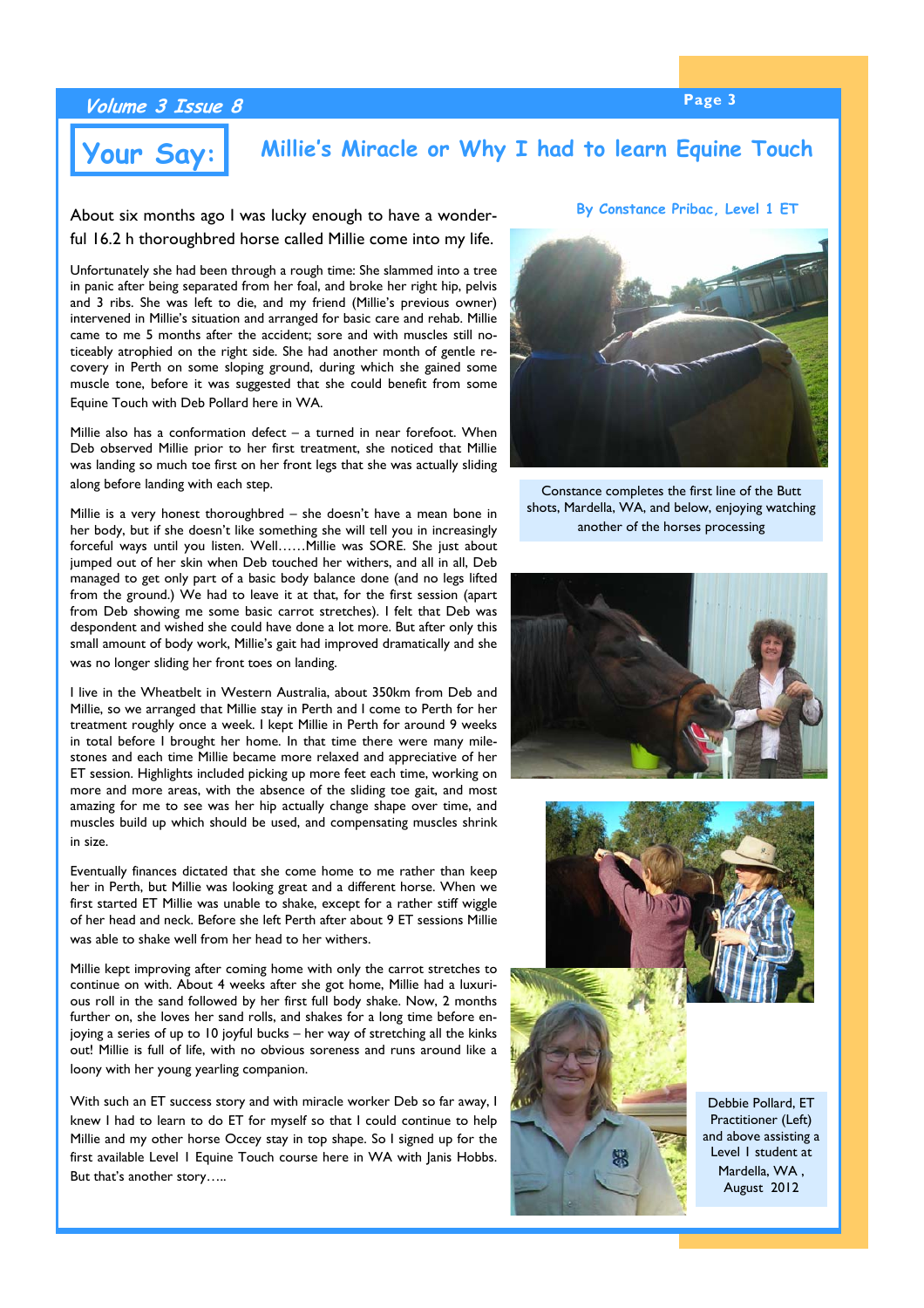# Your Say:

## Millie's Miracle or Why I had to learn Equine Touch

**By Constance Pribac, Level 1 ET**

About six months ago I was lucky enough to have a wonderful 16.2 h thoroughbred horse called Millie come into my life.

Unfortunately she had been through a rough time: She slammed into a tree in panic after being separated from her foal, and broke her right hip, pelvis and 3 ribs. She was left to die, and my friend (Millie's previous owner) intervened in Millie's situation and arranged for basic care and rehab. Millie came to me 5 months after the accident; sore and with muscles still noticeably atrophied on the right side. She had another month of gentle recovery in Perth on some sloping ground, during which she gained some muscle tone, before it was suggested that she could benefit from some Equine Touch with Deb Pollard here in WA.

Millie also has a conformation defect – a turned in near forefoot. When Deb observed Millie prior to her first treatment, she noticed that Millie was landing so much toe first on her front legs that she was actually sliding along before landing with each step.

Millie is a very honest thoroughbred – she doesn't have a mean bone in her body, but if she doesn't like something she will tell you in increasingly forceful ways until you listen. Well……Millie was SORE. She just about jumped out of her skin when Deb touched her withers, and all in all, Deb managed to get only part of a basic body balance done (and no legs lifted from the ground.) We had to leave it at that, for the first session (apart from Deb showing me some basic carrot stretches). I felt that Deb was despondent and wished she could have done a lot more. But after only this small amount of body work, Millie's gait had improved dramatically and she was no longer sliding her front toes on landing.

I live in the Wheatbelt in Western Australia, about 350km from Deb and Millie, so we arranged that Millie stay in Perth and I come to Perth for her treatment roughly once a week. I kept Millie in Perth for around 9 weeks in total before I brought her home. In that time there were many milestones and each time Millie became more relaxed and appreciative of her ET session. Highlights included picking up more feet each time, working on more and more areas, with the absence of the sliding toe gait, and most amazing for me to see was her hip actually change shape over time, and muscles build up which should be used, and compensating muscles shrink in size.

Eventually finances dictated that she come home to me rather than keep her in Perth, but Millie was looking great and a different horse. When we first started ET Millie was unable to shake, except for a rather stiff wiggle of her head and neck. Before she left Perth after about 9 ET sessions Millie was able to shake well from her head to her withers.

Millie kept improving after coming home with only the carrot stretches to continue on with. About 4 weeks after she got home, Millie had a luxurious roll in the sand followed by her first full body shake. Now, 2 months further on, she loves her sand rolls, and shakes for a long time before enjoying a series of up to 10 joyful bucks – her way of stretching all the kinks out! Millie is full of life, with no obvious soreness and runs around like a loony with her young yearling companion.

With such an ET success story and with miracle worker Deb so far away, I knew I had to learn to do ET for myself so that I could continue to help Millie and my other horse Occey stay in top shape. So I signed up for the first available Level I Equine Touch course here in WA with Janis Hobbs. But that's another story…..

Constance completes the first line of the Butt shots, Mardella, WA, and below, enjoying watching another of the horses processing

Debbie Pollard, ET Practitioner (Left) and above assisting a Level I student at Mardella, WA , August 2012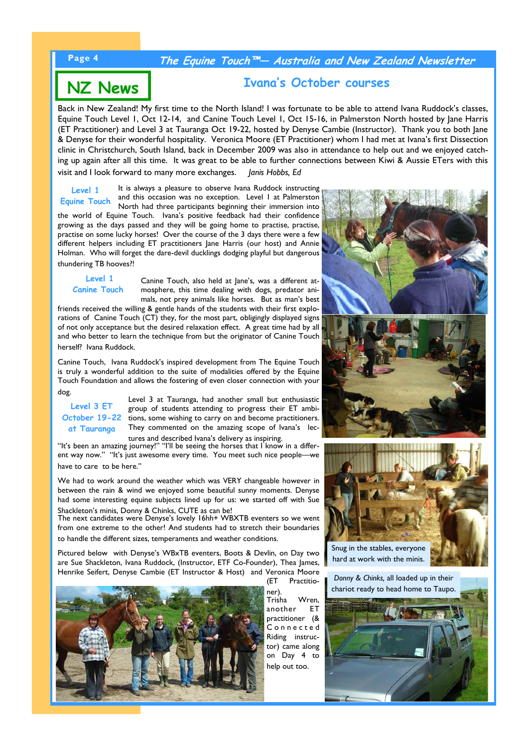# NZ News

## Ivana's October courses

Back in New Zealand! My first time to the North Island! I was fortunate to be able to attend Ivana Ruddock's classes, Equine Touch Level 1, Oct 12-14, and Canine Touch Level 1, Oct 15-16, in Palmerston North hosted by Jane Harris (ET Practitioner) and Level 3 at Tauranga Oct 19-22, hosted by Denyse Cambie (Instructor). Thank you to both Jane & Denyse for their wonderful hospitality. Veronica Moore (ET Practitioner) whom I had met at Ivana's first Dissection clinic in Christchurch, South Island, back in December 2009 was also in attendance to help out and we enjoyed catching up again after all this time. It was great to be able to further connections between Kiwi & Aussie ETers with this visit and I look forward to many more exchanges. *Janis Hobbs, Ed*

### Level 1 Equine Touch

It is always a pleasure to observe Ivana Ruddock instructing and this occasion was no exception. Level I at Palmerston North had three participants beginning their immersion into the world of Equine Touch. Ivana's positive feedback had their confidence growing as the days passed and they will be going home to practise, practise, practise on some lucky horses! Over the course of the 3 days there were a few different helpers including ET practitioners Jane Harris (our host) and Annie Holman. Who will forget the dare-devil ducklings dodging playful but dangerous thundering TB hooves?!

### Level 1 Canine Touch

Canine Touch, also held at Jane's, was a different atmosphere, this time dealing with dogs, predator animals, not prey animals like horses. But as man's best friends received the willing & gentle hands of the students with their first explorations of Canine Touch (CT) they, for the most part, obligingly displayed signs of not only acceptance but the desired relaxation effect. A great time had by all and who better to learn the technique from but the originator of Canine Touch herself? Ivana Ruddock.

Canine Touch, Ivana Ruddock's inspired development from The Equine Touch is truly a wonderful addition to the suite of modalities offered by the Equine Touch Foundation and allows the fostering of even closer connection with your dog.

### Level 3 ET October 19-22 at Tauranga

Level 3 at Tauranga, had another small but enthusiastic group of students attending to progress their ET ambitions, some wishing to carry on and become practitioners. They commented on the amazing scope of Ivana's lectures and described Ivana's delivery as inspiring.

"It's been an amazing journey!" "I'll be seeing the horses that I know in a different way now." "It's just awesome every time. You meet such nice people—we have to care to be here."

We had to work around the weather which was VERY changeable however in between the rain & wind we enjoyed some beautiful sunny moments. Denyse had some interesting equine subjects lined up for us: we started off with Sue Shackleton's minis, Donny & Chinks, CUTE as can be!

The next candidates were Denyse's lovely 16hh+ WBXTB eventers so we went from one extreme to the other! And students had to stretch their boundaries to handle the different sizes, temperaments and weather conditions.

Pictured below with Denyse's WBxTB eventers, Boots & Devlin, on Day two are Sue Shackleton, Ivana Ruddock, (Instructor, ETF Co-Founder), Thea James, Henrike Seifert, Denyse Cambie (ET Instructor & Host) and Veronica Moore (ET Practitioner).

Trisha Wren, another ET practitioner (& Connected Riding instructor) came along on Day 4 to help out too.

Snug in the stables, everyone hard at work with the minis.

*Donny & Chinks*, all loaded up in their chariot ready to head home to Taupo.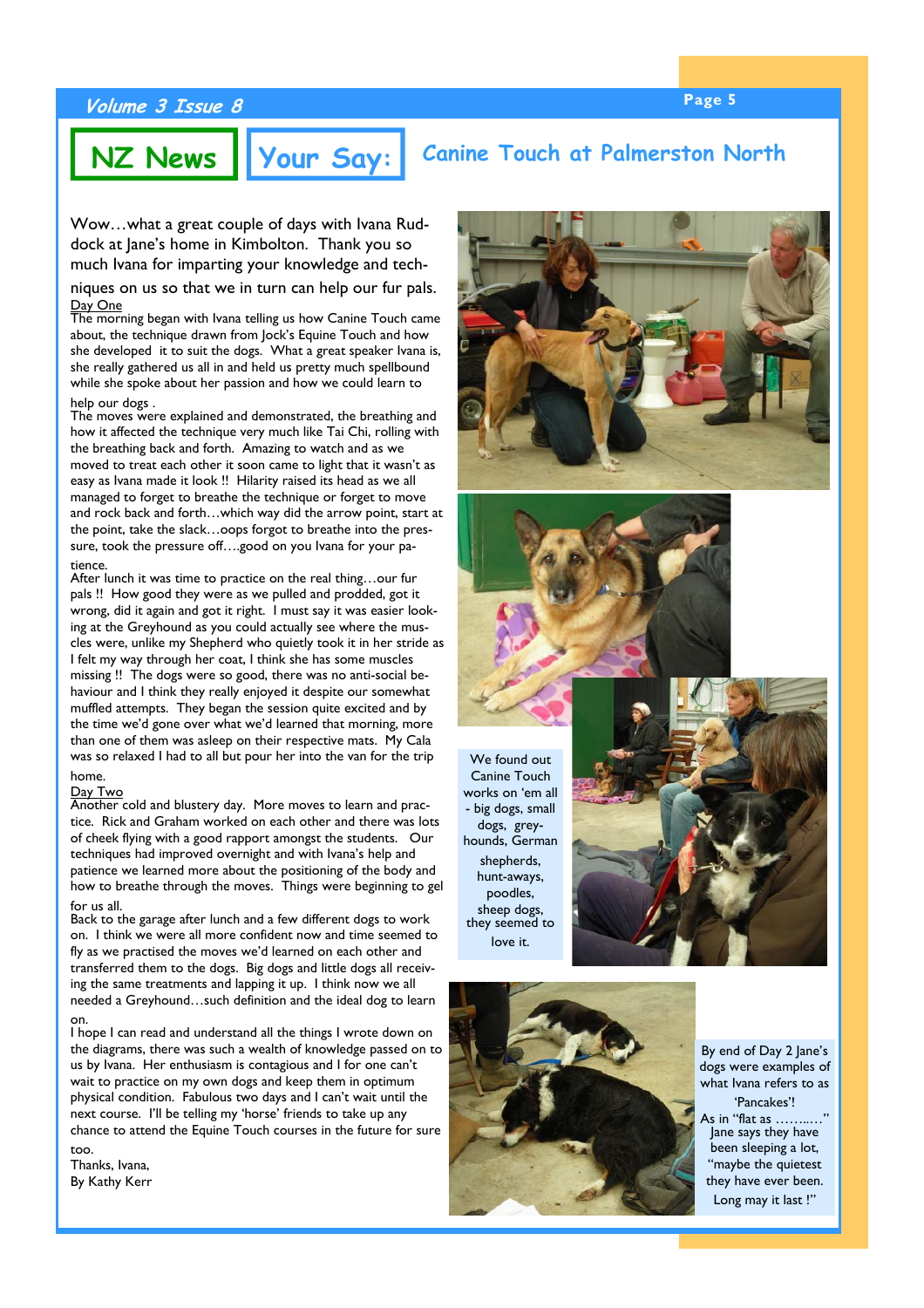# NZ News

## Your Say: Canine Touch at Palmerston North

Wow…what a great couple of days with Ivana Ruddock at Jane's home in Kimbolton. Thank you so much Ivana for imparting your knowledge and techniques on us so that we in turn can help our fur pals.

Day One

The morning began with Ivana telling us how Canine Touch came about, the technique drawn from Jock's Equine Touch and how she developed it to suit the dogs. What a great speaker Ivana is, she really gathered us all in and held us pretty much spellbound while she spoke about her passion and how we could learn to help our dogs .

The moves were explained and demonstrated, the breathing and how it affected the technique very much like Tai Chi, rolling with the breathing back and forth. Amazing to watch and as we moved to treat each other it soon came to light that it wasn't as easy as Ivana made it look !! Hilarity raised its head as we all managed to forget to breathe the technique or forget to move and rock back and forth…which way did the arrow point, start at the point, take the slack…oops forgot to breathe into the pressure, took the pressure off….good on you Ivana for your patience.

After lunch it was time to practice on the real thing…our fur pals !! How good they were as we pulled and prodded, got it wrong, did it again and got it right. I must say it was easier looking at the Greyhound as you could actually see where the muscles were, unlike my Shepherd who quietly took it in her stride as I felt my way through her coat, I think she has some muscles missing !! The dogs were so good, there was no anti-social behaviour and I think they really enjoyed it despite our somewhat muffled attempts. They began the session quite excited and by the time we'd gone over what we'd learned that morning, more than one of them was asleep on their respective mats. My Cala was so relaxed I had to all but pour her into the van for the trip home.

Day Two

Another cold and blustery day. More moves to learn and practice. Rick and Graham worked on each other and there was lots of cheek flying with a good rapport amongst the students. Our techniques had improved overnight and with Ivana's help and patience we learned more about the positioning of the body and how to breathe through the moves. Things were beginning to gel for us all.

Back to the garage after lunch and a few different dogs to work on. I think we were all more confident now and time seemed to fly as we practised the moves we'd learned on each other and transferred them to the dogs. Big dogs and little dogs all receiving the same treatments and lapping it up. I think now we all needed a Greyhound…such definition and the ideal dog to learn on.

I hope I can read and understand all the things I wrote down on the diagrams, there was such a wealth of knowledge passed on to us by Ivana. Her enthusiasm is contagious and I for one can't wait to practice on my own dogs and keep them in optimum physical condition. Fabulous two days and I can't wait until the next course. I'll be telling my 'horse' friends to take up any chance to attend the Equine Touch courses in the future for sure too.

Thanks, Ivana,

By Kathy Kerr

We found out Canine Touch works on 'em all - big dogs, small dogs, greyhounds, German shepherds, hunt-aways, poodles, sheep dogs, they seemed to love it.

By end of Day 2 Jane's dogs were examples of what Ivana refers to as 'Pancakes'!

As in "flat as ……..…" Jane says they have been sleeping a lot, "maybe the quietest they have ever been. Long may it last !"